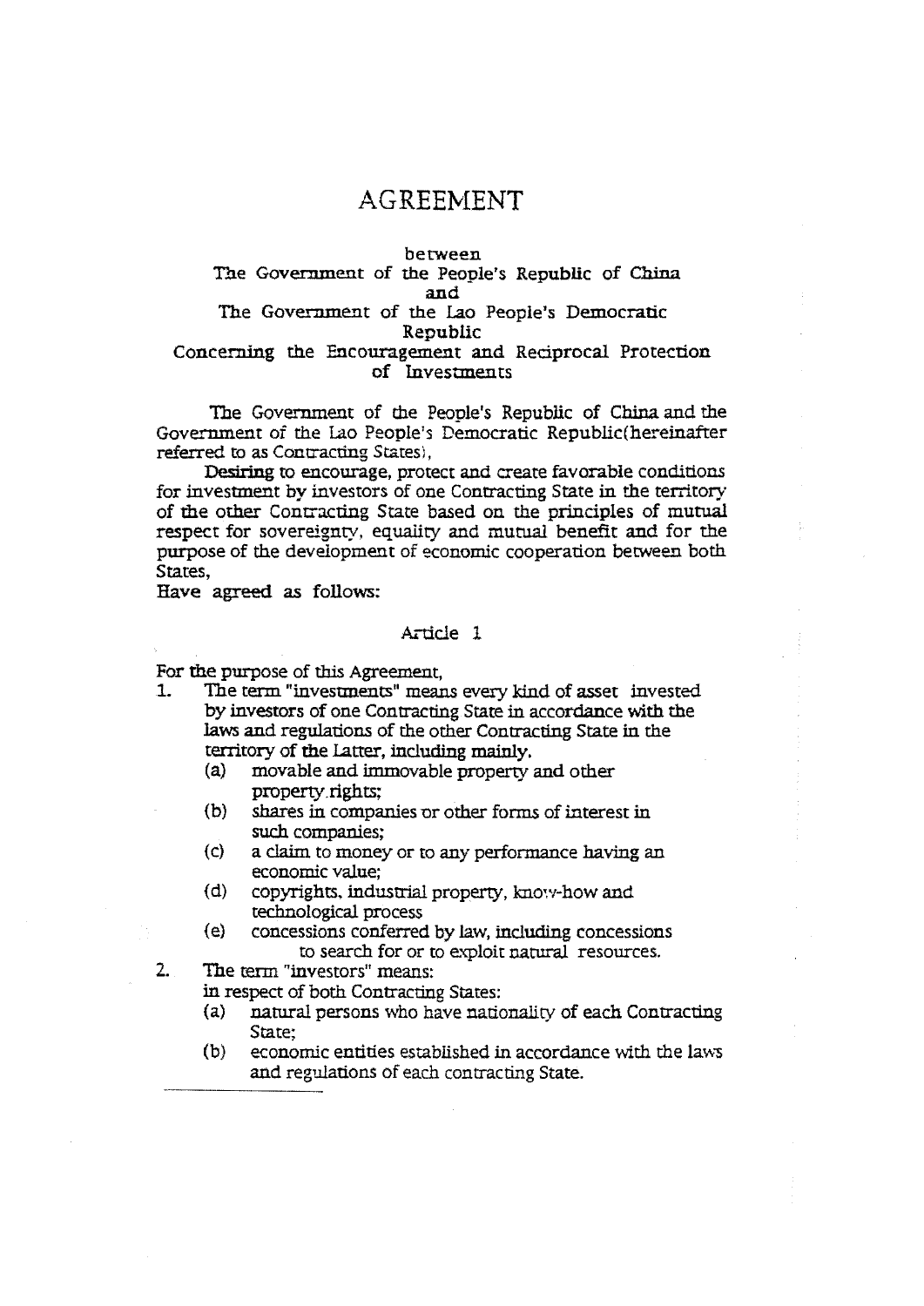# AGREEMENT

between
The Government of the People's Republic of China
and
The Government of the Lao People's Democratic Republic
Concerning the Encouragement and Reciprocal Protection of Investments

The Government of the People's Republic of China and the Government of the Lao People's Democratic Republic(hereinafter referred to as Contracting States),

**Desiring** to encourage, protect and create favorable conditions for investment by investors of one Contracting State in the territory of the other Contracting State based on the principles of mutual respect for sovereignty, equality and mutual benefit and for the purpose of the development of economic cooperation between both States,

**Have agreed as follows:**

## Article 1

For the purpose of this Agreement,

1. The term "investments" means every kind of asset invested by investors of one Contracting State in accordance with the laws and regulations of the other Contracting State in the territory of the Latter, including mainly.
   (a) movable and immovable property and other property rights;
   (b) shares in companies or other forms of interest in such companies;
   (c) a claim to money or to any performance having an economic value;
   (d) copyrights, industrial property, know-how and technological process
   (e) concessions conferred by law, including concessions to search for or to exploit natural resources.
2. The term "investors" means:
   in respect of both Contracting States:
   (a) natural persons who have nationality of each Contracting State;
   (b) economic entities established in accordance with the laws and regulations of each contracting State.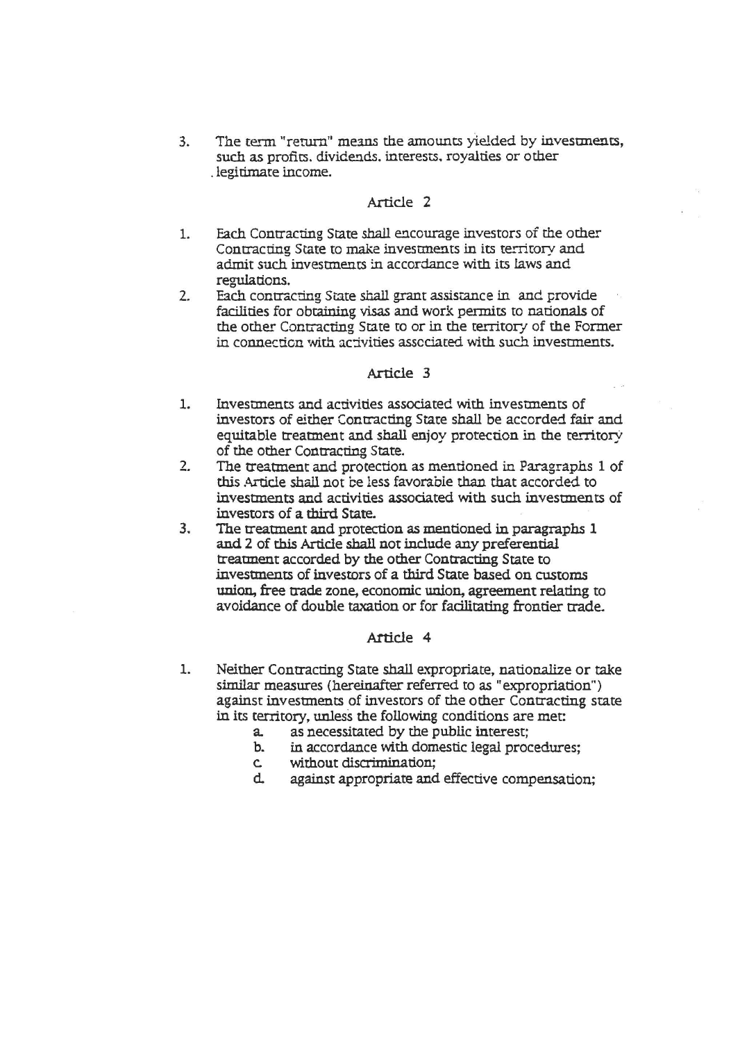3. The term "return" means the amounts yielded by investments, such as profits. dividends. interests. royalties or other legitimate income.

## Article 2

1. Each Contracting State shall encourage investors of the other Contracting State to make investments in its territory and admit such investments in accordance with its laws and regulations.
2. Each contracting State shall grant assistance in and provide facilities for obtaining visas and work permits to nationals of the other Contracting State to or in the territory of the Former in connection with activities associated with such investments.

## Article 3

1. Investments and activities associated with investments of investors of either Contracting State shall be accorded fair and equitable treatment and shall enjoy protection in the territory of the other Contracting State.
2. The treatment and protection as mentioned in Paragraphs 1 of this Article shall not be less favorable than that accorded to investments and activities associated with such investments of investors of a third State.
3. The treatment and protection as mentioned in paragraphs 1 and 2 of this Article shall not include any preferential treatment accorded by the other Contracting State to investments of investors of a third State based on customs union, free trade zone, economic union, agreement relating to avoidance of double taxation or for facilitating frontier trade.

## Article 4

1. Neither Contracting State shall expropriate, nationalize or take similar measures (hereinafter referred to as "expropriation") against investments of investors of the other Contracting state in its territory, unless the following conditions are met:
   a. as necessitated by the public interest;
   b. in accordance with domestic legal procedures;
   c. without discrimination;
   d. against appropriate and effective compensation;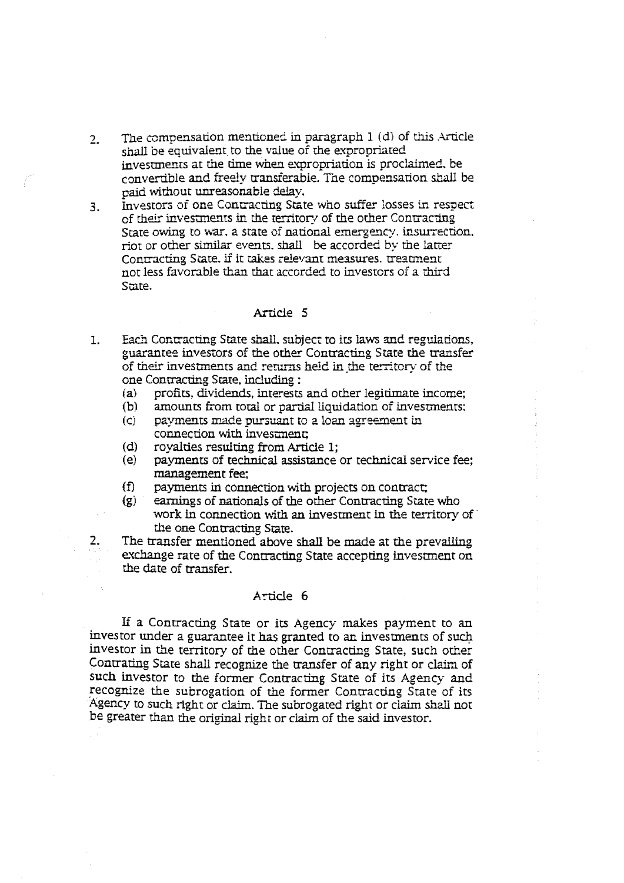2. The compensation mentioned in paragraph 1 (d) of this Article shall be equivalent to the value of the expropriated investments at the time when expropriation is proclaimed, be convertible and freely transferable. The compensation shall be paid without unreasonable delay.
3. Investors of one Contracting State who suffer losses in respect of their investments in the territory of the other Contracting State owing to war, a state of national emergency, insurrection, riot or other similar events, shall be accorded by the latter Contracting State, if it takes relevant measures, treatment not less favorable than that accorded to investors of a third State.

## Article 5

1. Each Contracting State shall, subject to its laws and regulations, guarantee investors of the other Contracting State the transfer of their investments and returns held in the territory of the one Contracting State, including :
   (a) profits, dividends, interests and other legitimate income;
   (b) amounts from total or partial liquidation of investments;
   (c) payments made pursuant to a loan agreement in connection with investment;
   (d) royalties resulting from Article 1;
   (e) payments of technical assistance or technical service fee; management fee;
   (f) payments in connection with projects on contract;
   (g) earnings of nationals of the other Contracting State who work in connection with an investment in the territory of the one Contracting State.
2. The transfer mentioned above shall be made at the prevailing exchange rate of the Contracting State accepting investment on the date of transfer.

## Article 6

If a Contracting State or its Agency makes payment to an investor under a guarantee it has granted to an investments of such investor in the territory of the other Contracting State, such other Contrating State shall recognize the transfer of any right or claim of such investor to the former Contracting State of its Agency and recognize the subrogation of the former Contracting State of its Agency to such right or claim. The subrogated right or claim shall not be greater than the original right or claim of the said investor.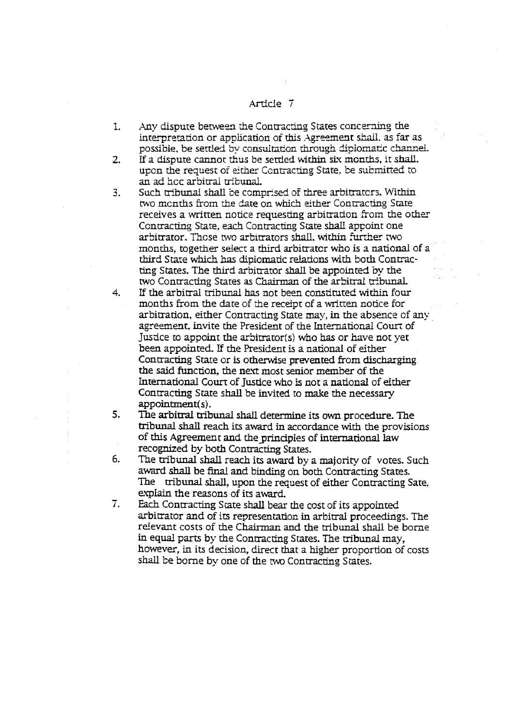## Article 7

1. Any dispute between the Contracting States concerning the interpretation or application of this Agreement shall, as far as possible, be settled by consultation through diplomatic channel.
2. If a dispute cannot thus be settled within six months, it shall, upon the request of either Contracting State, be submitted to an ad hoc arbitral tribunal.
3. Such tribunal shall be comprised of three arbitrators. Within two months from the date on which either Contracting State receives a written notice requesting arbitration from the other Contracting State, each Contracting State shall appoint one arbitrator. Those two arbitrators shall, within further two months, together select a third arbitrator who is a national of a third State which has diplomatic relations with both Contracting States. The third arbitrator shall be appointed by the two Contracting States as Chairman of the arbitral tribunal.
4. If the arbitral tribunal has not been constituted within four months from the date of the receipt of a written notice for arbitration, either Contracting State may, in the absence of any agreement, invite the President of the International Court of Justice to appoint the arbitrator(s) who has or have not yet been appointed. If the President is a national of either Contracting State or is otherwise prevented from discharging the said function, the next most senior member of the International Court of Justice who is not a national of either Contracting State shall be invited to make the necessary appointment(s).
5. The arbitral tribunal shall determine its own procedure. The tribunal shall reach its award in accordance with the provisions of this Agreement and the principles of international law recognized by both Contracting States.
6. The tribunal shall reach its award by a majority of votes. Such award shall be final and binding on both Contracting States. The tribunal shall, upon the request of either Contracting Sate, explain the reasons of its award.
7. Each Contracting State shall bear the cost of its appointed arbitrator and of its representation in arbitral proceedings. The relevant costs of the Chairman and the tribunal shall be borne in equal parts by the Contracting States. The tribunal may, however, in its decision, direct that a higher proportion of costs shall be borne by one of the two Contracting States.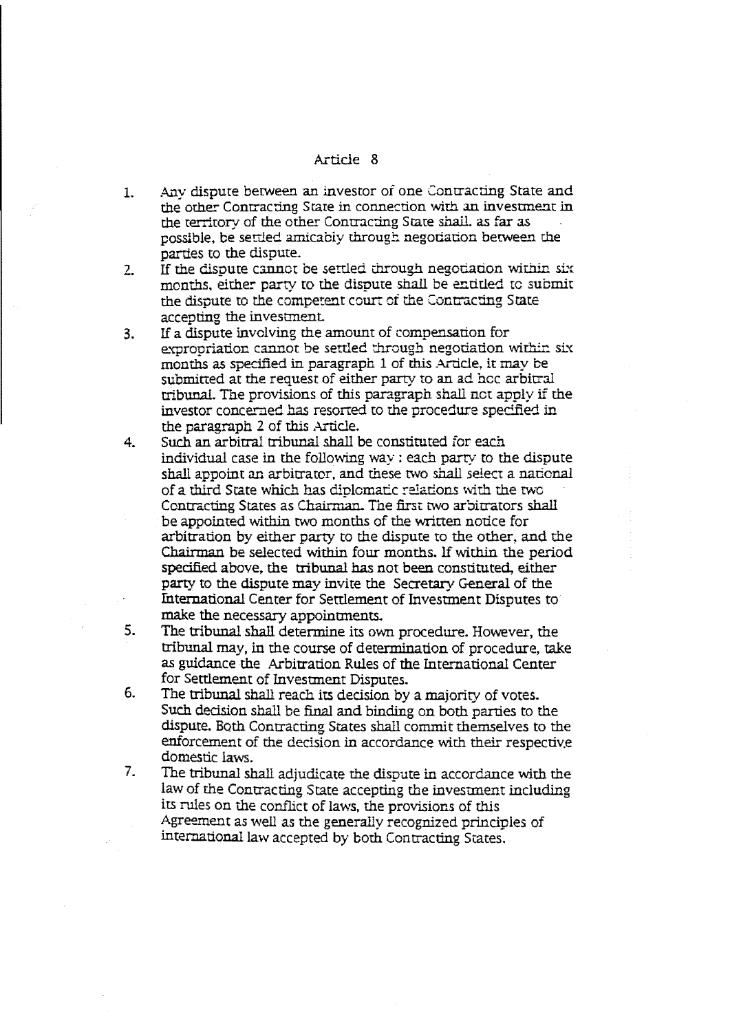## Article 8

1. Any dispute between an investor of one Contracting State and the other Contracting State in connection with an investment in the territory of the other Contracting State shall, as far as possible, be settled amicably through negotiation between the parties to the dispute.
2. If the dispute cannot be settled through negotiation within six months, either party to the dispute shall be entitled to submit the dispute to the competent court of the Contracting State accepting the investment.
3. If a dispute involving the amount of compensation for expropriation cannot be settled through negotiation within six months as specified in paragraph 1 of this Article, it may be submitted at the request of either party to an ad hoc arbitral tribunal. The provisions of this paragraph shall not apply if the investor concerned has resorted to the procedure specified in the paragraph 2 of this Article.
4. Such an arbitral tribunal shall be constituted for each individual case in the following way : each party to the dispute shall appoint an arbitrator, and these two shall select a national of a third State which has diplomatic relations with the two Contracting States as Chairman. The first two arbitrators shall be appointed within two months of the written notice for arbitration by either party to the dispute to the other, and the Chairman be selected within four months. If within the period specified above, the tribunal has not been constituted, either party to the dispute may invite the Secretary General of the International Center for Settlement of Investment Disputes to make the necessary appointments.
5. The tribunal shall determine its own procedure. However, the tribunal may, in the course of determination of procedure, take as guidance the Arbitration Rules of the International Center for Settlement of Investment Disputes.
6. The tribunal shall reach its decision by a majority of votes. Such decision shall be final and binding on both parties to the dispute. Both Contracting States shall commit themselves to the enforcement of the decision in accordance with their respective domestic laws.
7. The tribunal shall adjudicate the dispute in accordance with the law of the Contracting State accepting the investment including its rules on the conflict of laws, the provisions of this Agreement as well as the generally recognized principles of international law accepted by both Contracting States.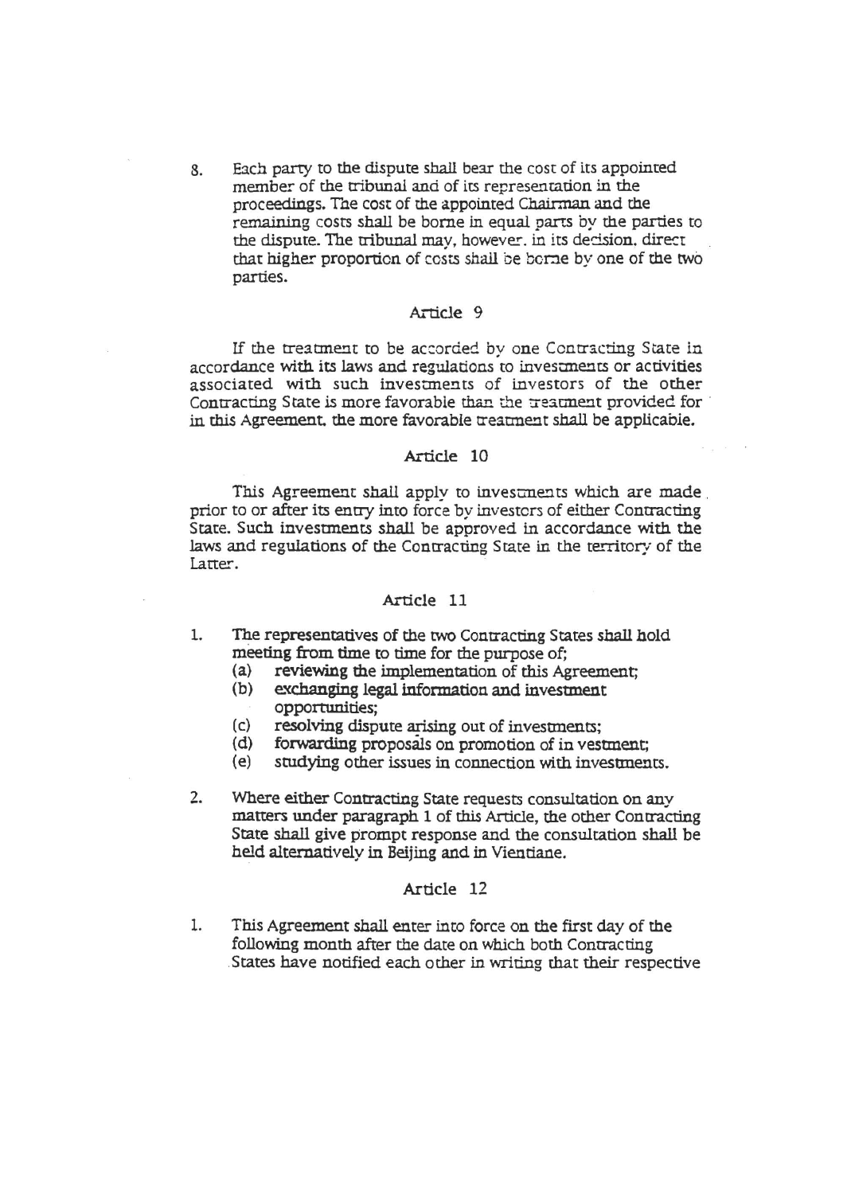8. Each party to the dispute shall bear the cost of its appointed member of the tribunal and of its representation in the proceedings. The cost of the appointed Chairman and the remaining costs shall be borne in equal parts by the parties to the dispute. The tribunal may, however, in its decision, direct that higher proportion of costs shall be borne by one of the two parties.

## Article 9

If the treatment to be accorded by one Contracting State in accordance with its laws and regulations to investments or activities associated with such investments of investors of the other Contracting State is more favorable than the treatment provided for in this Agreement, the more favorable treatment shall be applicable.

## Article 10

This Agreement shall apply to investments which are made prior to or after its entry into force by investors of either Contracting State. Such investments shall be approved in accordance with the laws and regulations of the Contracting State in the territory of the Latter.

## Article 11

1. The representatives of the two Contracting States shall hold meeting from time to time for the purpose of;
   - (a) reviewing the implementation of this Agreement;
   - (b) exchanging legal information and investment opportunities;
   - (c) resolving dispute arising out of investments;
   - (d) forwarding proposals on promotion of in vestment;
   - (e) studying other issues in connection with investments.

2. Where either Contracting State requests consultation on any matters under paragraph 1 of this Article, the other Contracting State shall give prompt response and the consultation shall be held alternatively in Beijing and in Vientiane.

## Article 12

1. This Agreement shall enter into force on the first day of the following month after the date on which both Contracting States have notified each other in writing that their respective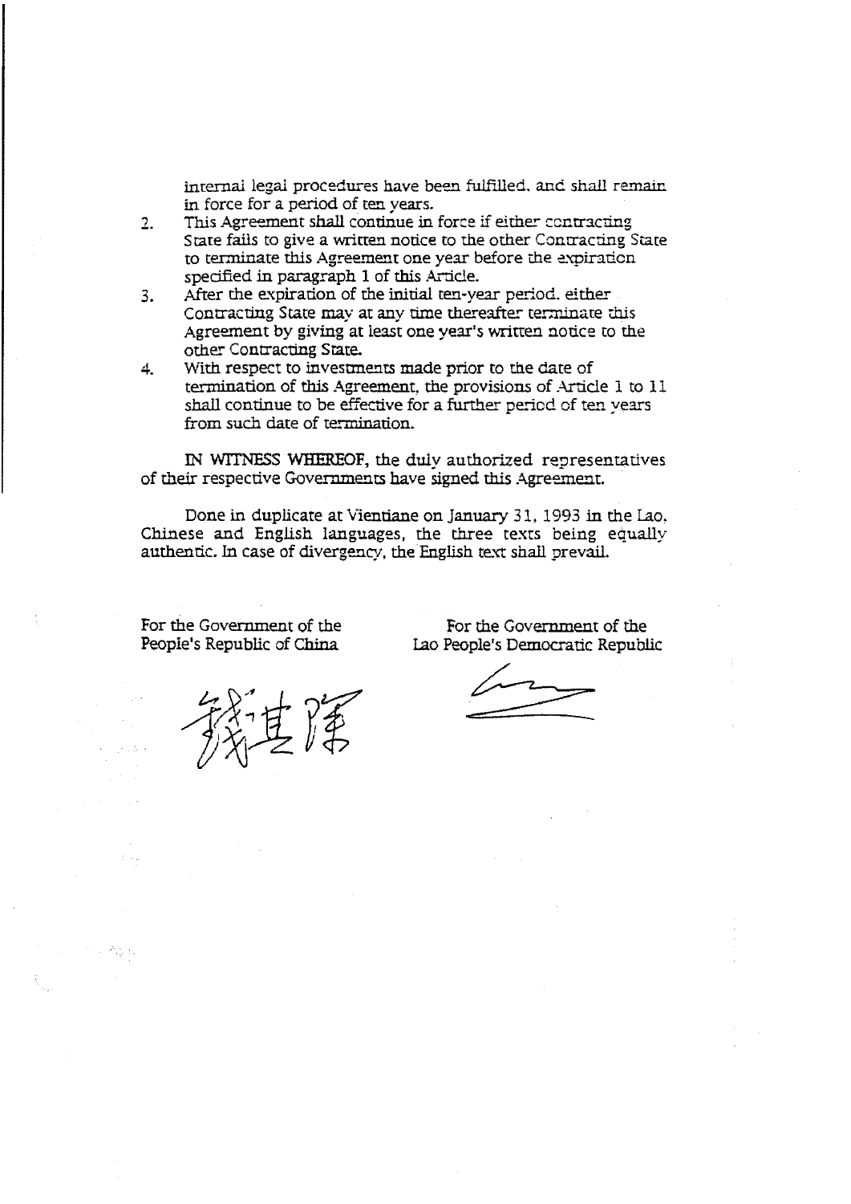internal legal procedures have been fulfilled, and shall remain in force for a period of ten years.

2. This Agreement shall continue in force if either contracting State fails to give a written notice to the other Contracting State to terminate this Agreement one year before the expiration specified in paragraph 1 of this Article.
3. After the expiration of the initial ten-year period, either Contracting State may at any time thereafter terminate this Agreement by giving at least one year's written notice to the other Contracting State.
4. With respect to investments made prior to the date of termination of this Agreement, the provisions of Article 1 to 11 shall continue to be effective for a further period of ten years from such date of termination.

**IN WITNESS WHEREOF**, the duly authorized representatives of their respective Governments have signed this Agreement.

Done in duplicate at Vientiane on January 31, 1993 in the Lao, Chinese and English languages, the three texts being equally authentic. In case of divergency, the English text shall prevail.

For the Government of the People's Republic of China

钱其琛

For the Government of the Lao People's Democratic Republic